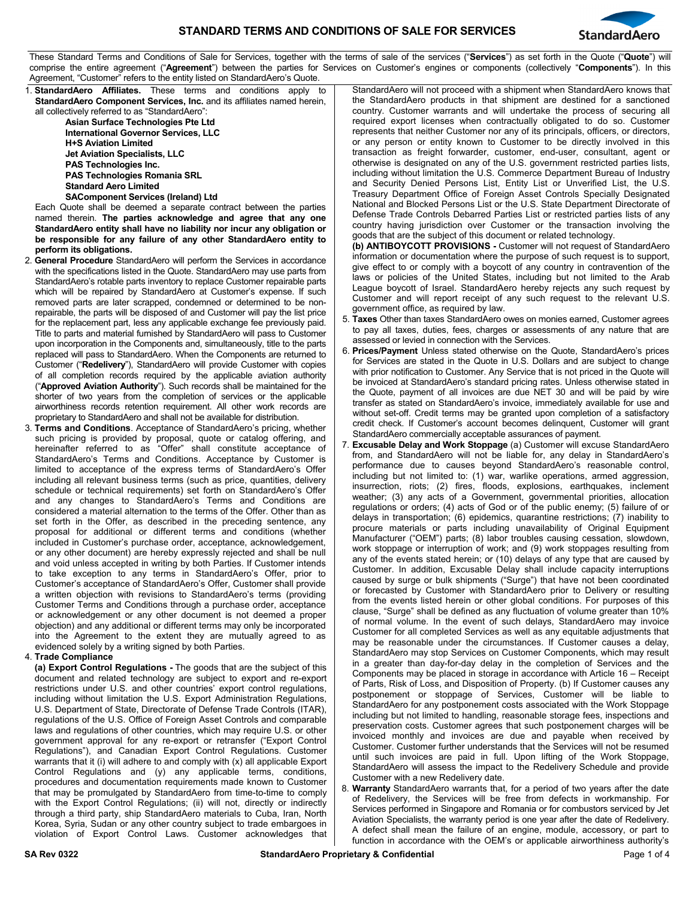# STANDARD TERMS AND CONDITIONS OF SALE FOR SERVICES

These Standard Terms and Conditions of Sale for Services, together with the terms of sale of the services ("**Services**") as set forth in the Quote ("**Quote**") will comprise the entire agreement ("**Agreement**") between the parties for Services on Customer's engines or components (collectively "**Components**"). In this Agreement, "Customer" refers to the entity listed on StandardAero's Quote.

1. **StandardAero Affiliates.** These terms and conditions apply to **StandardAero Component Services, Inc.** and its affiliates named herein, all collectively referred to as "StandardAero":

   **Asian Surface Technologies Pte Ltd**
   **International Governor Services, LLC**
   **H+S Aviation Limited**
   **Jet Aviation Specialists, LLC**
   **PAS Technologies Inc.**
   **PAS Technologies Romania SRL**
   **Standard Aero Limited**
   **SAComponent Services (Ireland) Ltd**

   Each Quote shall be deemed a separate contract between the parties named therein. **The parties acknowledge and agree that any one StandardAero entity shall have no liability nor incur any obligation or be responsible for any failure of any other StandardAero entity to perform its obligations.**

2. **General Procedure** StandardAero will perform the Services in accordance with the specifications listed in the Quote. StandardAero may use parts from StandardAero's rotable parts inventory to replace Customer repairable parts which will be repaired by StandardAero at Customer's expense. If such removed parts are later scrapped, condemned or determined to be non-repairable, the parts will be disposed of and Customer will pay the list price for the replacement part, less any applicable exchange fee previously paid. Title to parts and material furnished by StandardAero will pass to Customer upon incorporation in the Components and, simultaneously, title to the parts replaced will pass to StandardAero. When the Components are returned to Customer ("**Redelivery**"), StandardAero will provide Customer with copies of all completion records required by the applicable aviation authority ("**Approved Aviation Authority**"). Such records shall be maintained for the shorter of two years from the completion of services or the applicable airworthiness records retention requirement. All other work records are proprietary to StandardAero and shall not be available for distribution.

3. **Terms and Conditions**. Acceptance of StandardAero's pricing, whether such pricing is provided by proposal, quote or catalog offering, and hereinafter referred to as "Offer" shall constitute acceptance of StandardAero's Terms and Conditions. Acceptance by Customer is limited to acceptance of the express terms of StandardAero's Offer including all relevant business terms (such as price, quantities, delivery schedule or technical requirements) set forth on StandardAero's Offer and any changes to StandardAero's Terms and Conditions are considered a material alternation to the terms of the Offer. Other than as set forth in the Offer, as described in the preceding sentence, any proposal for additional or different terms and conditions (whether included in Customer's purchase order, acceptance, acknowledgement, or any other document) are hereby expressly rejected and shall be null and void unless accepted in writing by both Parties. If Customer intends to take exception to any terms in StandardAero's Offer, prior to Customer's acceptance of StandardAero's Offer, Customer shall provide a written objection with revisions to StandardAero's terms (providing Customer Terms and Conditions through a purchase order, acceptance or acknowledgement or any other document is not deemed a proper objection) and any additional or different terms may only be incorporated into the Agreement to the extent they are mutually agreed to as evidenced solely by a writing signed by both Parties.

4. **Trade Compliance**

   **(a) Export Control Regulations -** The goods that are the subject of this document and related technology are subject to export and re-export restrictions under U.S. and other countries' export control regulations, including without limitation the U.S. Export Administration Regulations, U.S. Department of State, Directorate of Defense Trade Controls (ITAR), regulations of the U.S. Office of Foreign Asset Controls and comparable laws and regulations of other countries, which may require U.S. or other government approval for any re-export or retransfer ("Export Control Regulations"), and Canadian Export Control Regulations. Customer warrants that it (i) will adhere to and comply with (x) all applicable Export Control Regulations and (y) any applicable terms, conditions, procedures and documentation requirements made known to Customer that may be promulgated by StandardAero from time-to-time to comply with the Export Control Regulations; (ii) will not, directly or indirectly through a third party, ship StandardAero materials to Cuba, Iran, North Korea, Syria, Sudan or any other country subject to trade embargoes in violation of Export Control Laws. Customer acknowledges that StandardAero will not proceed with a shipment when StandardAero knows that the StandardAero products in that shipment are destined for a sanctioned country. Customer warrants and will undertake the process of securing all required export licenses when contractually obligated to do so. Customer represents that neither Customer nor any of its principals, officers, or directors, or any person or entity known to Customer to be directly involved in this transaction as freight forwarder, customer, end-user, consultant, agent or otherwise is designated on any of the U.S. government restricted parties lists, including without limitation the U.S. Commerce Department Bureau of Industry and Security Denied Persons List, Entity List or Unverified List, the U.S. Treasury Department Office of Foreign Asset Controls Specially Designated National and Blocked Persons List or the U.S. State Department Directorate of Defense Trade Controls Debarred Parties List or restricted parties lists of any country having jurisdiction over Customer or the transaction involving the goods that are the subject of this document or related technology.

   **(b) ANTIBOYCOTT PROVISIONS -** Customer will not request of StandardAero information or documentation where the purpose of such request is to support, give effect to or comply with a boycott of any country in contravention of the laws or policies of the United States, including but not limited to the Arab League boycott of Israel. StandardAero hereby rejects any such request by Customer and will report receipt of any such request to the relevant U.S. government office, as required by law.

5. **Taxes** Other than taxes StandardAero owes on monies earned, Customer agrees to pay all taxes, duties, fees, charges or assessments of any nature that are assessed or levied in connection with the Services.

6. **Prices/Payment** Unless stated otherwise on the Quote, StandardAero's prices for Services are stated in the Quote in U.S. Dollars and are subject to change with prior notification to Customer. Any Service that is not priced in the Quote will be invoiced at StandardAero's standard pricing rates. Unless otherwise stated in the Quote, payment of all invoices are due NET 30 and will be paid by wire transfer as stated on StandardAero's invoice, immediately available for use and without set-off. Credit terms may be granted upon completion of a satisfactory credit check. If Customer's account becomes delinquent, Customer will grant StandardAero commercially acceptable assurances of payment.

7. **Excusable Delay and Work Stoppage** (a) Customer will excuse StandardAero from, and StandardAero will not be liable for, any delay in StandardAero's performance due to causes beyond StandardAero's reasonable control, including but not limited to: (1) war, warlike operations, armed aggression, insurrection, riots; (2) fires, floods, explosions, earthquakes, inclement weather; (3) any acts of a Government, governmental priorities, allocation regulations or orders; (4) acts of God or of the public enemy; (5) failure of or delays in transportation; (6) epidemics, quarantine restrictions; (7) inability to procure materials or parts including unavailability of Original Equipment Manufacturer ("OEM") parts; (8) labor troubles causing cessation, slowdown, work stoppage or interruption of work; and (9) work stoppages resulting from any of the events stated herein; or (10) delays of any type that are caused by Customer. In addition, Excusable Delay shall include capacity interruptions caused by surge or bulk shipments ("Surge") that have not been coordinated or forecasted by Customer with StandardAero prior to Delivery or resulting from the events listed herein or other global conditions. For purposes of this clause, "Surge" shall be defined as any fluctuation of volume greater than 10% of normal volume. In the event of such delays, StandardAero may invoice Customer for all completed Services as well as any equitable adjustments that may be reasonable under the circumstances. If Customer causes a delay, StandardAero may stop Services on Customer Components, which may result in a greater than day-for-day delay in the completion of Services and the Components may be placed in storage in accordance with Article 16 – Receipt of Parts, Risk of Loss, and Disposition of Property. (b) If Customer causes any postponement or stoppage of Services, Customer will be liable to StandardAero for any postponement costs associated with the Work Stoppage including but not limited to handling, reasonable storage fees, inspections and preservation costs. Customer agrees that such postponement charges will be invoiced monthly and invoices are due and payable when received by Customer. Customer further understands that the Services will not be resumed until such invoices are paid in full. Upon lifting of the Work Stoppage, StandardAero will assess the impact to the Redelivery Schedule and provide Customer with a new Redelivery date.

8. **Warranty** StandardAero warrants that, for a period of two years after the date of Redelivery, the Services will be free from defects in workmanship. For Services performed in Singapore and Romania or for combustors serviced by Jet Aviation Specialists, the warranty period is one year after the date of Redelivery. A defect shall mean the failure of an engine, module, accessory, or part to function in accordance with the OEM's or applicable airworthiness authority's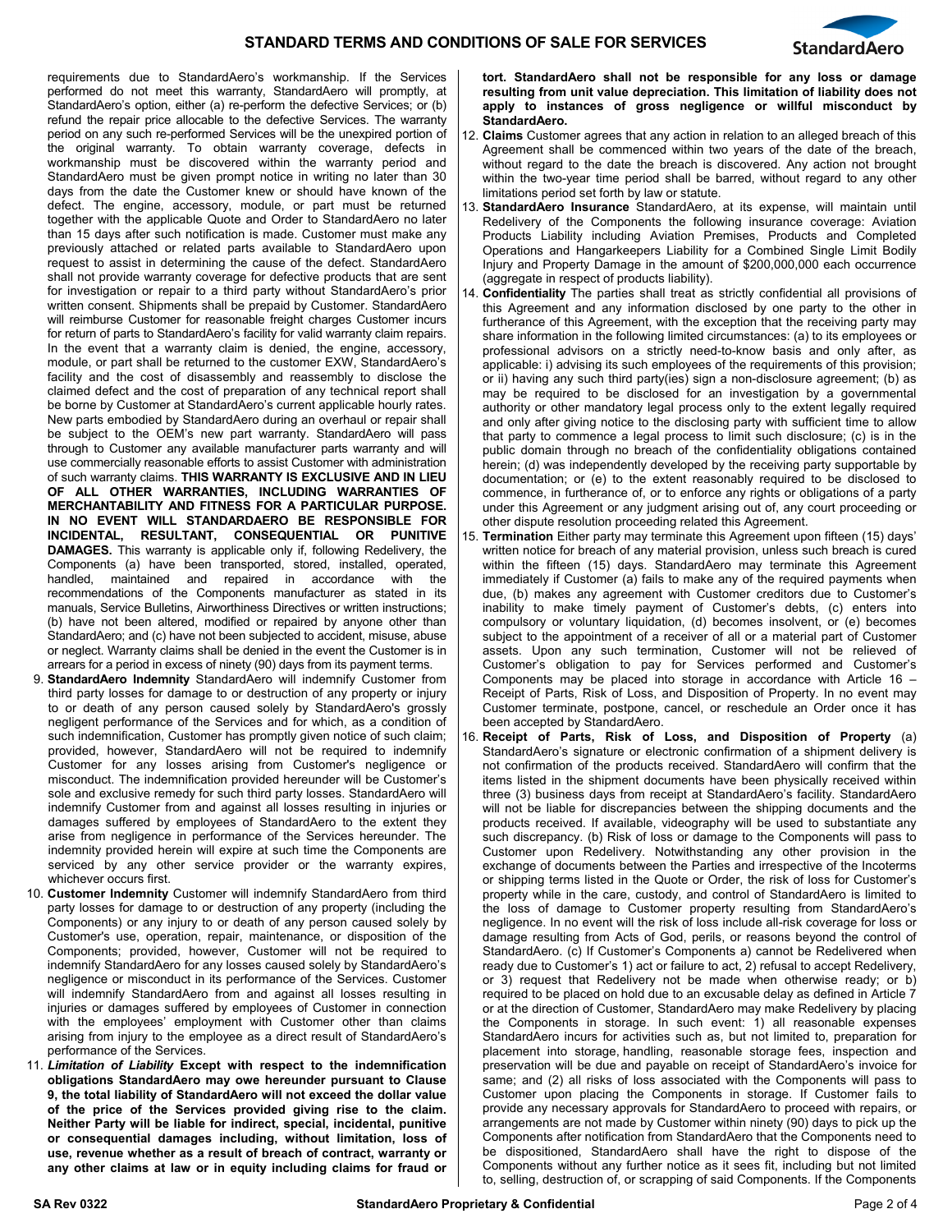requirements due to StandardAero's workmanship. If the Services performed do not meet this warranty, StandardAero will promptly, at StandardAero's option, either (a) re-perform the defective Services; or (b) refund the repair price allocable to the defective Services. The warranty period on any such re-performed Services will be the unexpired portion of the original warranty. To obtain warranty coverage, defects in workmanship must be discovered within the warranty period and StandardAero must be given prompt notice in writing no later than 30 days from the date the Customer knew or should have known of the defect. The engine, accessory, module, or part must be returned together with the applicable Quote and Order to StandardAero no later than 15 days after such notification is made. Customer must make any previously attached or related parts available to StandardAero upon request to assist in determining the cause of the defect. StandardAero shall not provide warranty coverage for defective products that are sent for investigation or repair to a third party without StandardAero's prior written consent. Shipments shall be prepaid by Customer. StandardAero will reimburse Customer for reasonable freight charges Customer incurs for return of parts to StandardAero's facility for valid warranty claim repairs. In the event that a warranty claim is denied, the engine, accessory, module, or part shall be returned to the customer EXW, StandardAero's facility and the cost of disassembly and reassembly to disclose the claimed defect and the cost of preparation of any technical report shall be borne by Customer at StandardAero's current applicable hourly rates. New parts embodied by StandardAero during an overhaul or repair shall be subject to the OEM's new part warranty. StandardAero will pass through to Customer any available manufacturer parts warranty and will use commercially reasonable efforts to assist Customer with administration of such warranty claims. **THIS WARRANTY IS EXCLUSIVE AND IN LIEU OF ALL OTHER WARRANTIES, INCLUDING WARRANTIES OF MERCHANTABILITY AND FITNESS FOR A PARTICULAR PURPOSE. IN NO EVENT WILL STANDARDAERO BE RESPONSIBLE FOR INCIDENTAL, RESULTANT, CONSEQUENTIAL OR PUNITIVE DAMAGES.** This warranty is applicable only if, following Redelivery, the Components (a) have been transported, stored, installed, operated, handled, maintained and repaired in accordance with the recommendations of the Components manufacturer as stated in its manuals, Service Bulletins, Airworthiness Directives or written instructions; (b) have not been altered, modified or repaired by anyone other than StandardAero; and (c) have not been subjected to accident, misuse, abuse or neglect. Warranty claims shall be denied in the event the Customer is in arrears for a period in excess of ninety (90) days from its payment terms.

9. **StandardAero Indemnity** StandardAero will indemnify Customer from third party losses for damage to or destruction of any property or injury to or death of any person caused solely by StandardAero's grossly negligent performance of the Services and for which, as a condition of such indemnification, Customer has promptly given notice of such claim; provided, however, StandardAero will not be required to indemnify Customer for any losses arising from Customer's negligence or misconduct. The indemnification provided hereunder will be Customer's sole and exclusive remedy for such third party losses. StandardAero will indemnify Customer from and against all losses resulting in injuries or damages suffered by employees of StandardAero to the extent they arise from negligence in performance of the Services hereunder. The indemnity provided herein will expire at such time the Components are serviced by any other service provider or the warranty expires, whichever occurs first.

10. **Customer Indemnity** Customer will indemnify StandardAero from third party losses for damage to or destruction of any property (including the Components) or any injury to or death of any person caused solely by Customer's use, operation, repair, maintenance, or disposition of the Components; provided, however, Customer will not be required to indemnify StandardAero for any losses caused solely by StandardAero's negligence or misconduct in its performance of the Services. Customer will indemnify StandardAero from and against all losses resulting in injuries or damages suffered by employees of Customer in connection with the employees' employment with Customer other than claims arising from injury to the employee as a direct result of StandardAero's performance of the Services.

11. ***Limitation of Liability*** **Except with respect to the indemnification obligations StandardAero may owe hereunder pursuant to Clause 9, the total liability of StandardAero will not exceed the dollar value of the price of the Services provided giving rise to the claim. Neither Party will be liable for indirect, special, incidental, punitive or consequential damages including, without limitation, loss of use, revenue whether as a result of breach of contract, warranty or any other claims at law or in equity including claims for fraud or tort. StandardAero shall not be responsible for any loss or damage resulting from unit value depreciation. This limitation of liability does not apply to instances of gross negligence or willful misconduct by StandardAero.**

12. **Claims** Customer agrees that any action in relation to an alleged breach of this Agreement shall be commenced within two years of the date of the breach, without regard to the date the breach is discovered. Any action not brought within the two-year time period shall be barred, without regard to any other limitations period set forth by law or statute.

13. **StandardAero Insurance** StandardAero, at its expense, will maintain until Redelivery of the Components the following insurance coverage: Aviation Products Liability including Aviation Premises, Products and Completed Operations and Hangarkeepers Liability for a Combined Single Limit Bodily Injury and Property Damage in the amount of $200,000,000 each occurrence (aggregate in respect of products liability).

14. **Confidentiality** The parties shall treat as strictly confidential all provisions of this Agreement and any information disclosed by one party to the other in furtherance of this Agreement, with the exception that the receiving party may share information in the following limited circumstances: (a) to its employees or professional advisors on a strictly need-to-know basis and only after, as applicable: i) advising its such employees of the requirements of this provision; or ii) having any such third party(ies) sign a non-disclosure agreement; (b) as may be required to be disclosed for an investigation by a governmental authority or other mandatory legal process only to the extent legally required and only after giving notice to the disclosing party with sufficient time to allow that party to commence a legal process to limit such disclosure; (c) is in the public domain through no breach of the confidentiality obligations contained herein; (d) was independently developed by the receiving party supportable by documentation; or (e) to the extent reasonably required to be disclosed to commence, in furtherance of, or to enforce any rights or obligations of a party under this Agreement or any judgment arising out of, any court proceeding or other dispute resolution proceeding related this Agreement.

15. **Termination** Either party may terminate this Agreement upon fifteen (15) days' written notice for breach of any material provision, unless such breach is cured within the fifteen (15) days. StandardAero may terminate this Agreement immediately if Customer (a) fails to make any of the required payments when due, (b) makes any agreement with Customer creditors due to Customer's inability to make timely payment of Customer's debts, (c) enters into compulsory or voluntary liquidation, (d) becomes insolvent, or (e) becomes subject to the appointment of a receiver of all or a material part of Customer assets. Upon any such termination, Customer will not be relieved of Customer's obligation to pay for Services performed and Customer's Components may be placed into storage in accordance with Article 16 – Receipt of Parts, Risk of Loss, and Disposition of Property. In no event may Customer terminate, postpone, cancel, or reschedule an Order once it has been accepted by StandardAero.

16. **Receipt of Parts, Risk of Loss, and Disposition of Property** (a) StandardAero's signature or electronic confirmation of a shipment delivery is not confirmation of the products received. StandardAero will confirm that the items listed in the shipment documents have been physically received within three (3) business days from receipt at StandardAero's facility. StandardAero will not be liable for discrepancies between the shipping documents and the products received. If available, videography will be used to substantiate any such discrepancy. (b) Risk of loss or damage to the Components will pass to Customer upon Redelivery. Notwithstanding any other provision in the exchange of documents between the Parties and irrespective of the Incoterms or shipping terms listed in the Quote or Order, the risk of loss for Customer's property while in the care, custody, and control of StandardAero is limited to the loss of damage to Customer property resulting from StandardAero's negligence. In no event will the risk of loss include all-risk coverage for loss or damage resulting from Acts of God, perils, or reasons beyond the control of StandardAero. (c) If Customer's Components a) cannot be Redelivered when ready due to Customer's 1) act or failure to act, 2) refusal to accept Redelivery, or 3) request that Redelivery not be made when otherwise ready; or b) required to be placed on hold due to an excusable delay as defined in Article 7 or at the direction of Customer, StandardAero may make Redelivery by placing the Components in storage. In such event: 1) all reasonable expenses StandardAero incurs for activities such as, but not limited to, preparation for placement into storage, handling, reasonable storage fees, inspection and preservation will be due and payable on receipt of StandardAero's invoice for same; and (2) all risks of loss associated with the Components will pass to Customer upon placing the Components in storage. If Customer fails to provide any necessary approvals for StandardAero to proceed with repairs, or arrangements are not made by Customer within ninety (90) days to pick up the Components after notification from StandardAero that the Components need to be dispositioned, StandardAero shall have the right to dispose of the Components without any further notice as it sees fit, including but not limited to, selling, destruction of, or scrapping of said Components. If the Components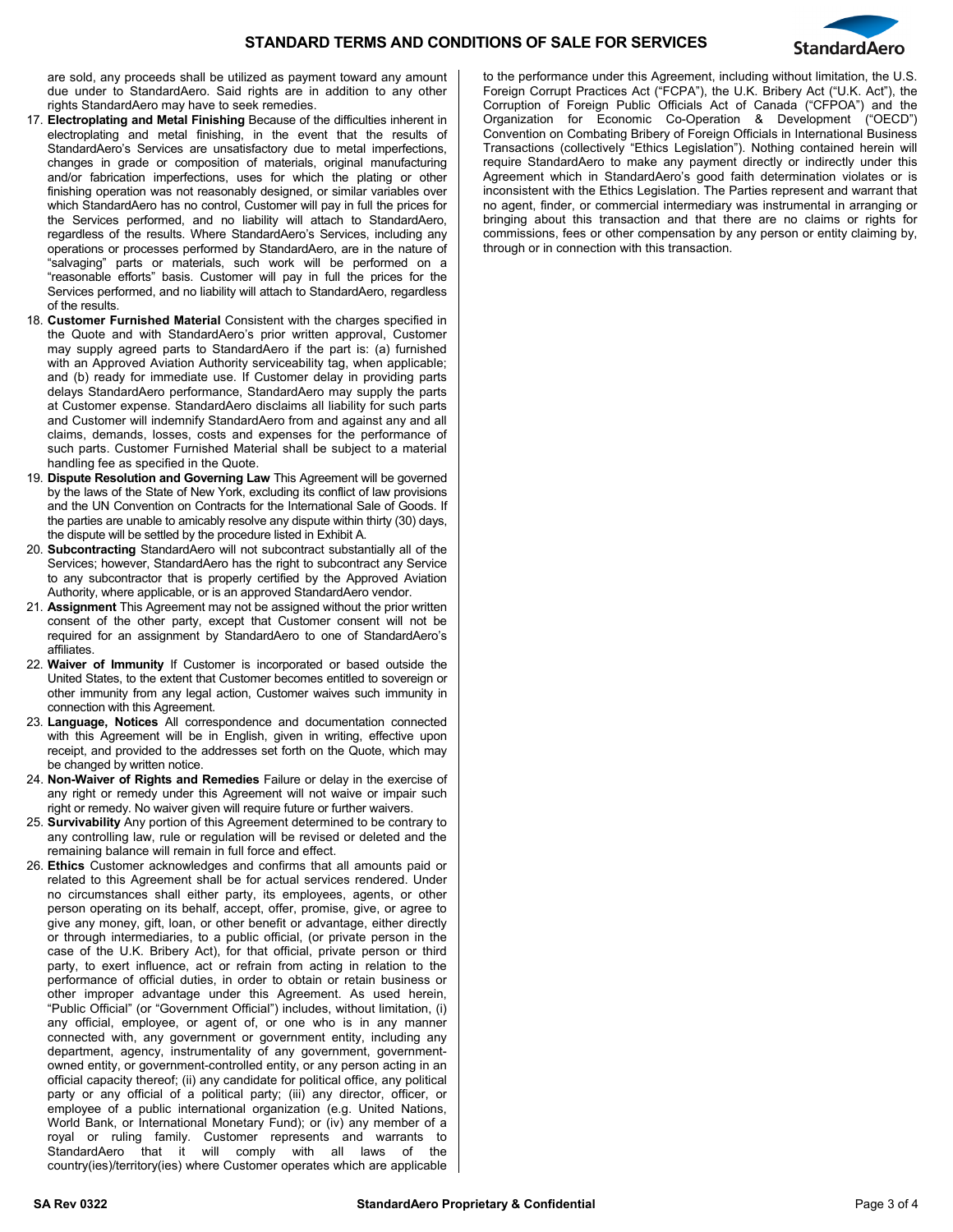are sold, any proceeds shall be utilized as payment toward any amount due under to StandardAero. Said rights are in addition to any other rights StandardAero may have to seek remedies.

17. **Electroplating and Metal Finishing** Because of the difficulties inherent in electroplating and metal finishing, in the event that the results of StandardAero's Services are unsatisfactory due to metal imperfections, changes in grade or composition of materials, original manufacturing and/or fabrication imperfections, uses for which the plating or other finishing operation was not reasonably designed, or similar variables over which StandardAero has no control, Customer will pay in full the prices for the Services performed, and no liability will attach to StandardAero, regardless of the results. Where StandardAero's Services, including any operations or processes performed by StandardAero, are in the nature of "salvaging" parts or materials, such work will be performed on a "reasonable efforts" basis. Customer will pay in full the prices for the Services performed, and no liability will attach to StandardAero, regardless of the results.
18. **Customer Furnished Material** Consistent with the charges specified in the Quote and with StandardAero's prior written approval, Customer may supply agreed parts to StandardAero if the part is: (a) furnished with an Approved Aviation Authority serviceability tag, when applicable; and (b) ready for immediate use. If Customer delay in providing parts delays StandardAero performance, StandardAero may supply the parts at Customer expense. StandardAero disclaims all liability for such parts and Customer will indemnify StandardAero from and against any and all claims, demands, losses, costs and expenses for the performance of such parts. Customer Furnished Material shall be subject to a material handling fee as specified in the Quote.
19. **Dispute Resolution and Governing Law** This Agreement will be governed by the laws of the State of New York, excluding its conflict of law provisions and the UN Convention on Contracts for the International Sale of Goods. If the parties are unable to amicably resolve any dispute within thirty (30) days, the dispute will be settled by the procedure listed in Exhibit A.
20. **Subcontracting** StandardAero will not subcontract substantially all of the Services; however, StandardAero has the right to subcontract any Service to any subcontractor that is properly certified by the Approved Aviation Authority, where applicable, or is an approved StandardAero vendor.
21. **Assignment** This Agreement may not be assigned without the prior written consent of the other party, except that Customer consent will not be required for an assignment by StandardAero to one of StandardAero's affiliates.
22. **Waiver of Immunity** If Customer is incorporated or based outside the United States, to the extent that Customer becomes entitled to sovereign or other immunity from any legal action, Customer waives such immunity in connection with this Agreement.
23. **Language, Notices** All correspondence and documentation connected with this Agreement will be in English, given in writing, effective upon receipt, and provided to the addresses set forth on the Quote, which may be changed by written notice.
24. **Non-Waiver of Rights and Remedies** Failure or delay in the exercise of any right or remedy under this Agreement will not waive or impair such right or remedy. No waiver given will require future or further waivers.
25. **Survivability** Any portion of this Agreement determined to be contrary to any controlling law, rule or regulation will be revised or deleted and the remaining balance will remain in full force and effect.
26. **Ethics** Customer acknowledges and confirms that all amounts paid or related to this Agreement shall be for actual services rendered. Under no circumstances shall either party, its employees, agents, or other person operating on its behalf, accept, offer, promise, give, or agree to give any money, gift, loan, or other benefit or advantage, either directly or through intermediaries, to a public official, (or private person in the case of the U.K. Bribery Act), for that official, private person or third party, to exert influence, act or refrain from acting in relation to the performance of official duties, in order to obtain or retain business or other improper advantage under this Agreement. As used herein, "Public Official" (or "Government Official") includes, without limitation, (i) any official, employee, or agent of, or one who is in any manner connected with, any government or government entity, including any department, agency, instrumentality of any government, government-owned entity, or government-controlled entity, or any person acting in an official capacity thereof; (ii) any candidate for political office, any political party or any official of a political party; (iii) any director, officer, or employee of a public international organization (e.g. United Nations, World Bank, or International Monetary Fund); or (iv) any member of a royal or ruling family. Customer represents and warrants to StandardAero that it will comply with all laws of the country(ies)/territory(ies) where Customer operates which are applicable to the performance under this Agreement, including without limitation, the U.S. Foreign Corrupt Practices Act ("FCPA"), the U.K. Bribery Act ("U.K. Act"), the Corruption of Foreign Public Officials Act of Canada ("CFPOA") and the Organization for Economic Co-Operation & Development ("OECD") Convention on Combating Bribery of Foreign Officials in International Business Transactions (collectively "Ethics Legislation"). Nothing contained herein will require StandardAero to make any payment directly or indirectly under this Agreement which in StandardAero's good faith determination violates or is inconsistent with the Ethics Legislation. The Parties represent and warrant that no agent, finder, or commercial intermediary was instrumental in arranging or bringing about this transaction and that there are no claims or rights for commissions, fees or other compensation by any person or entity claiming by, through or in connection with this transaction.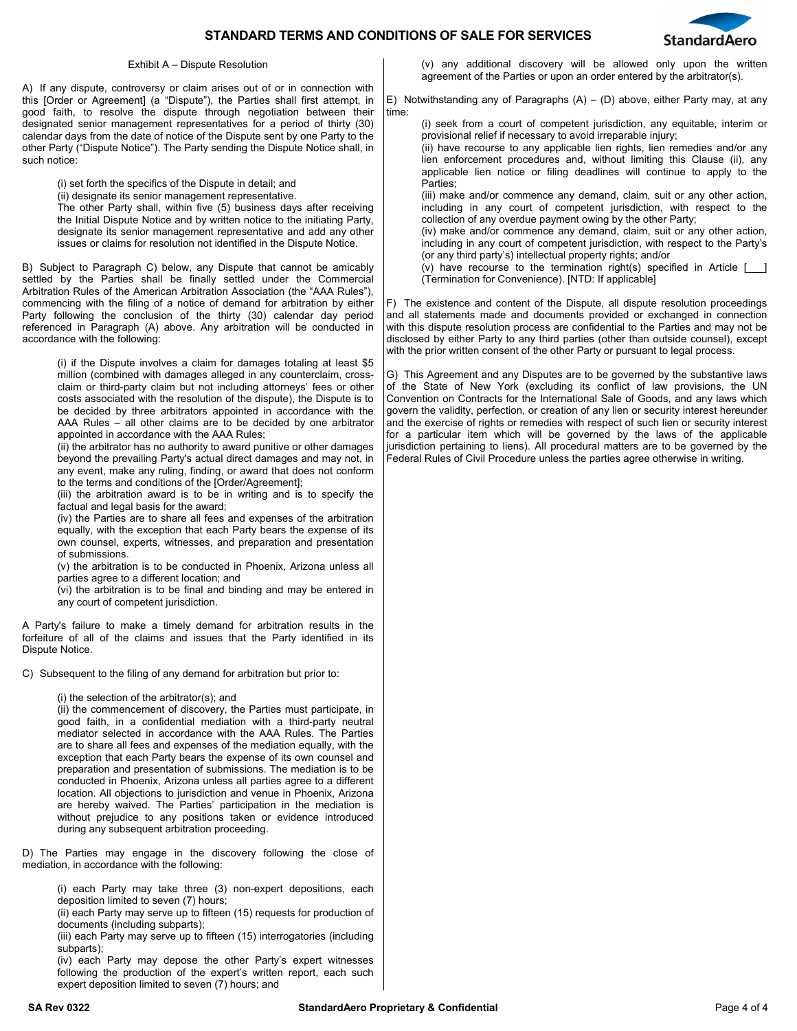## Exhibit A – Dispute Resolution

A) If any dispute, controversy or claim arises out of or in connection with this [Order or Agreement] (a "Dispute"), the Parties shall first attempt, in good faith, to resolve the dispute through negotiation between their designated senior management representatives for a period of thirty (30) calendar days from the date of notice of the Dispute sent by one Party to the other Party ("Dispute Notice"). The Party sending the Dispute Notice shall, in such notice:

(i) set forth the specifics of the Dispute in detail; and
(ii) designate its senior management representative.
The other Party shall, within five (5) business days after receiving the Initial Dispute Notice and by written notice to the initiating Party, designate its senior management representative and add any other issues or claims for resolution not identified in the Dispute Notice.

B) Subject to Paragraph C) below, any Dispute that cannot be amicably settled by the Parties shall be finally settled under the Commercial Arbitration Rules of the American Arbitration Association (the "AAA Rules"), commencing with the filing of a notice of demand for arbitration by either Party following the conclusion of the thirty (30) calendar day period referenced in Paragraph (A) above. Any arbitration will be conducted in accordance with the following:

(i) if the Dispute involves a claim for damages totaling at least $5 million (combined with damages alleged in any counterclaim, cross-claim or third-party claim but not including attorneys' fees or other costs associated with the resolution of the dispute), the Dispute is to be decided by three arbitrators appointed in accordance with the AAA Rules – all other claims are to be decided by one arbitrator appointed in accordance with the AAA Rules;
(ii) the arbitrator has no authority to award punitive or other damages beyond the prevailing Party's actual direct damages and may not, in any event, make any ruling, finding, or award that does not conform to the terms and conditions of the [Order/Agreement];
(iii) the arbitration award is to be in writing and is to specify the factual and legal basis for the award;
(iv) the Parties are to share all fees and expenses of the arbitration equally, with the exception that each Party bears the expense of its own counsel, experts, witnesses, and preparation and presentation of submissions.
(v) the arbitration is to be conducted in Phoenix, Arizona unless all parties agree to a different location; and
(vi) the arbitration is to be final and binding and may be entered in any court of competent jurisdiction.

A Party's failure to make a timely demand for arbitration results in the forfeiture of all of the claims and issues that the Party identified in its Dispute Notice.

C) Subsequent to the filing of any demand for arbitration but prior to:

(i) the selection of the arbitrator(s); and
(ii) the commencement of discovery, the Parties must participate, in good faith, in a confidential mediation with a third-party neutral mediator selected in accordance with the AAA Rules. The Parties are to share all fees and expenses of the mediation equally, with the exception that each Party bears the expense of its own counsel and preparation and presentation of submissions. The mediation is to be conducted in Phoenix, Arizona unless all parties agree to a different location. All objections to jurisdiction and venue in Phoenix, Arizona are hereby waived. The Parties' participation in the mediation is without prejudice to any positions taken or evidence introduced during any subsequent arbitration proceeding.

D) The Parties may engage in the discovery following the close of mediation, in accordance with the following:

(i) each Party may take three (3) non-expert depositions, each deposition limited to seven (7) hours;
(ii) each Party may serve up to fifteen (15) requests for production of documents (including subparts);
(iii) each Party may serve up to fifteen (15) interrogatories (including subparts);
(iv) each Party may depose the other Party's expert witnesses following the production of the expert's written report, each such expert deposition limited to seven (7) hours; and
(v) any additional discovery will be allowed only upon the written agreement of the Parties or upon an order entered by the arbitrator(s).

E) Notwithstanding any of Paragraphs (A) – (D) above, either Party may, at any time:

(i) seek from a court of competent jurisdiction, any equitable, interim or provisional relief if necessary to avoid irreparable injury;
(ii) have recourse to any applicable lien rights, lien remedies and/or any lien enforcement procedures and, without limiting this Clause (ii), any applicable lien notice or filing deadlines will continue to apply to the Parties;
(iii) make and/or commence any demand, claim, suit or any other action, including in any court of competent jurisdiction, with respect to the collection of any overdue payment owing by the other Party;
(iv) make and/or commence any demand, claim, suit or any other action, including in any court of competent jurisdiction, with respect to the Party's (or any third party's) intellectual property rights; and/or
(v) have recourse to the termination right(s) specified in Article [___] (Termination for Convenience). [NTD: If applicable]

F) The existence and content of the Dispute, all dispute resolution proceedings and all statements made and documents provided or exchanged in connection with this dispute resolution process are confidential to the Parties and may not be disclosed by either Party to any third parties (other than outside counsel), except with the prior written consent of the other Party or pursuant to legal process.

G) This Agreement and any Disputes are to be governed by the substantive laws of the State of New York (excluding its conflict of law provisions, the UN Convention on Contracts for the International Sale of Goods, and any laws which govern the validity, perfection, or creation of any lien or security interest hereunder and the exercise of rights or remedies with respect of such lien or security interest for a particular item which will be governed by the laws of the applicable jurisdiction pertaining to liens). All procedural matters are to be governed by the Federal Rules of Civil Procedure unless the parties agree otherwise in writing.